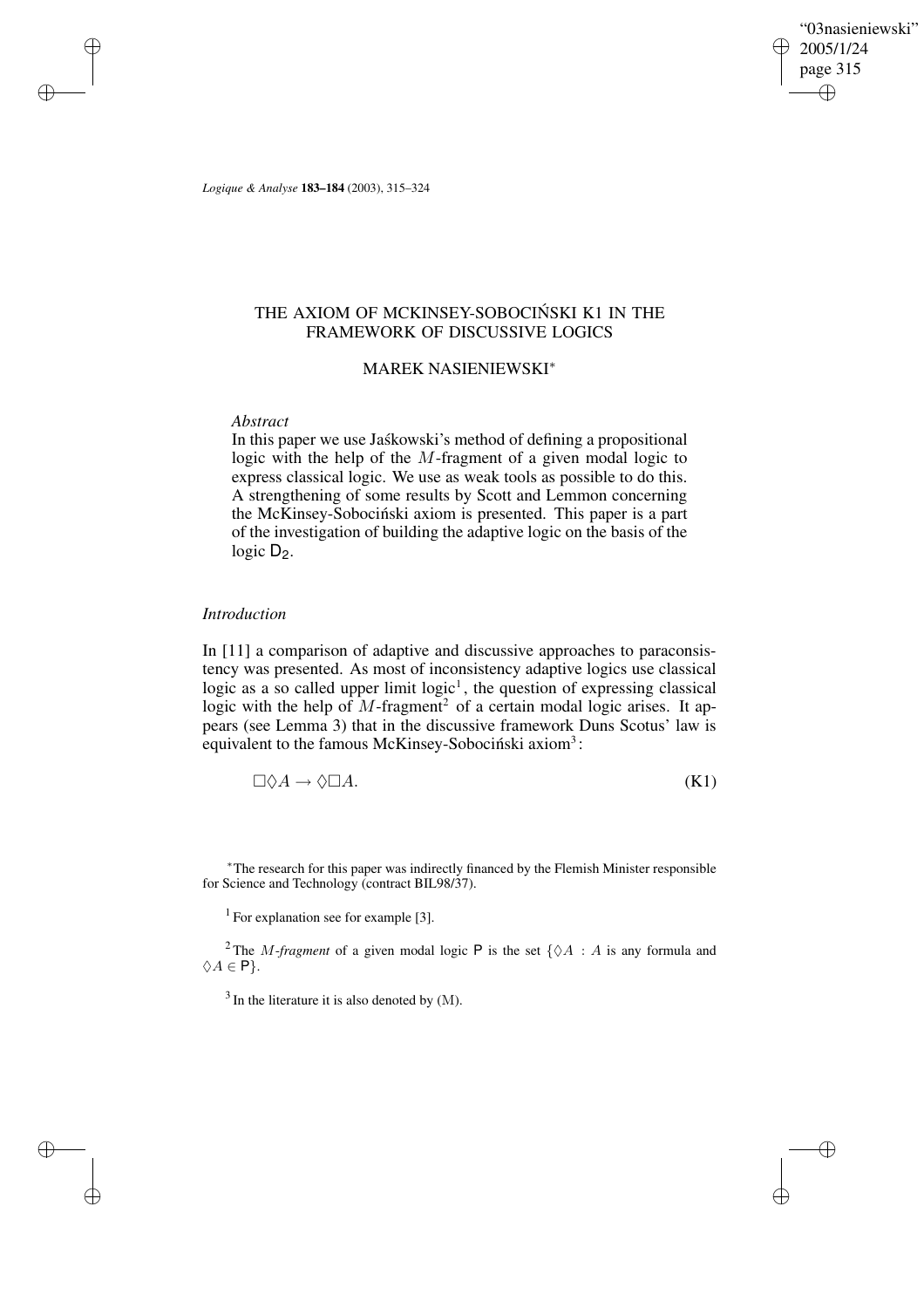# THE AXIOM OF MCKINSEY-SOBOCIŃSKI K1 IN THE FRAMEWORK OF DISCUSSIVE LOGICS

MAREK NASIENIEWSKI*

*Abstract*

In this paper we use Jaśkowski's method of defining a propositional logic with the help of the $M$-fragment of a given modal logic to express classical logic. We use as weak tools as possible to do this. A strengthening of some results by Scott and Lemmon concerning the McKinsey-Sobociński axiom is presented. This paper is a part of the investigation of building the adaptive logic on the basis of the logic $\mathsf{D_2}$.

## *Introduction*

In [11] a comparison of adaptive and discussive approaches to paraconsistency was presented. As most of inconsistency adaptive logics use classical logic as a so called upper limit logic[1], the question of expressing classical logic with the help of $M$-fragment[2] of a certain modal logic arises. It appears (see Lemma 3) that in the discussive framework Duns Scotus' law is equivalent to the famous McKinsey-Sobociński axiom[3]:

$$\Box\Diamond A \to \Diamond\Box A. \tag{K1}$$

*The research for this paper was indirectly financed by the Flemish Minister responsible for Science and Technology (contract BIL98/37).

[1] For explanation see for example [3].

[2] The *$M$-fragment* of a given modal logic $\mathsf{P}$ is the set $\{\Diamond A : A$ is any formula and $\Diamond A \in \mathsf{P}\}$.

[3] In the literature it is also denoted by (M).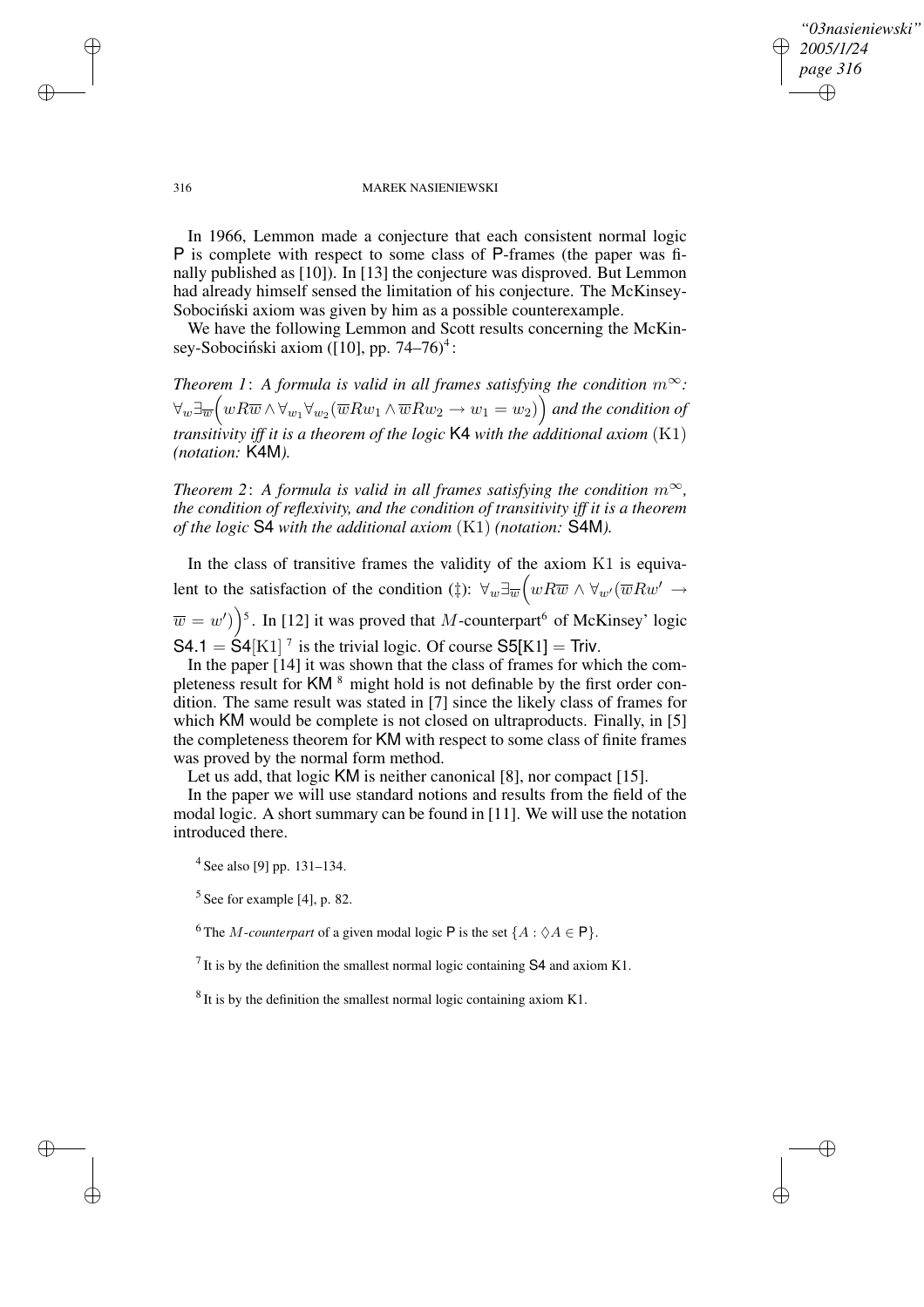In 1966, Lemmon made a conjecture that each consistent normal logic P is complete with respect to some class of P-frames (the paper was finally published as [10]). In [13] the conjecture was disproved. But Lemmon had already himself sensed the limitation of his conjecture. The McKinsey-Sobociński axiom was given by him as a possible counterexample.

We have the following Lemmon and Scott results concerning the McKinsey-Sobociński axiom ([10], pp. 74–76)[4]:

*Theorem 1*: *A formula is valid in all frames satisfying the condition $m^{\infty}$: $\forall_w \exists_{\overline{w}} \Big( wR\overline{w} \wedge \forall_{w_1} \forall_{w_2} (\overline{w}Rw_1 \wedge \overline{w}Rw_2 \rightarrow w_1 = w_2) \Big)$ and the condition of transitivity iff it is a theorem of the logic* K4 *with the additional axiom* $(\mathrm{K1})$ *(notation:* K4M*).*

*Theorem 2*: *A formula is valid in all frames satisfying the condition $m^{\infty}$, the condition of reflexivity, and the condition of transitivity iff it is a theorem of the logic* S4 *with the additional axiom* $(\mathrm{K1})$ *(notation:* S4M*).*

In the class of transitive frames the validity of the axiom K1 is equivalent to the satisfaction of the condition (‡): $\forall_w \exists_{\overline{w}} \Big( wR\overline{w} \wedge \forall_{w'} (\overline{w}Rw' \rightarrow \overline{w} = w') \Big)$[5]. In [12] it was proved that $M$-counterpart[6] of McKinsey' logic $\mathsf{S4.1} = \mathsf{S4}[\mathrm{K1}]$[7] is the trivial logic. Of course $\mathsf{S5}[\mathrm{K1}] = \mathsf{Triv}$.

In the paper [14] it was shown that the class of frames for which the completeness result for KM[8] might hold is not definable by the first order condition. The same result was stated in [7] since the likely class of frames for which KM would be complete is not closed on ultraproducts. Finally, in [5] the completeness theorem for KM with respect to some class of finite frames was proved by the normal form method.

Let us add, that logic KM is neither canonical [8], nor compact [15].

In the paper we will use standard notions and results from the field of the modal logic. A short summary can be found in [11]. We will use the notation introduced there.

[4] See also [9] pp. 131–134.

[5] See for example [4], p. 82.

[6] The *M-counterpart* of a given modal logic P is the set $\{A : \Diamond A \in \mathsf{P}\}$.

[7] It is by the definition the smallest normal logic containing S4 and axiom K1.

[8] It is by the definition the smallest normal logic containing axiom K1.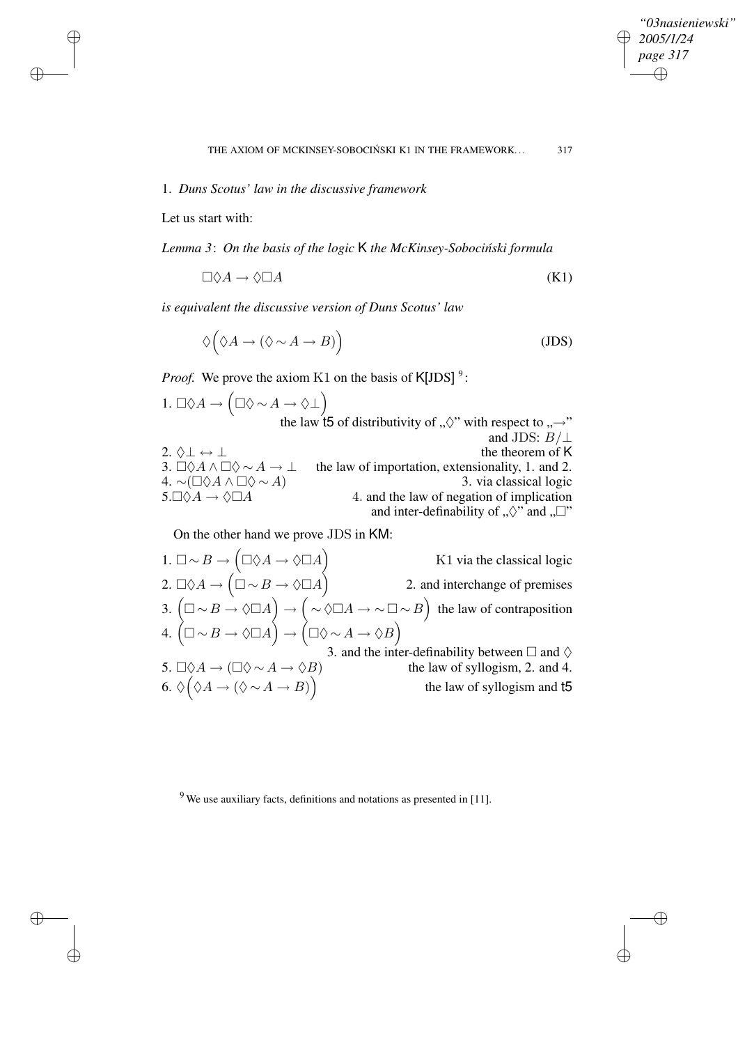## 1. *Duns Scotus' law in the discussive framework*

Let us start with:

*Lemma 3*: *On the basis of the logic* K *the McKinsey-Sobociński formula*

$$\Box\Diamond A \to \Diamond\Box A \tag{K1}$$

*is equivalent the discussive version of Duns Scotus' law*

$$\Diamond\Big(\Diamond A \to (\Diamond \sim A \to B)\Big) \tag{JDS}$$

*Proof.* We prove the axiom K1 on the basis of K[JDS] [9]:

1. $\Box\Diamond A \to \Big(\Box\Diamond \sim A \to \Diamond\bot\Big)$ — the law t5 of distributivity of „$\Diamond$" with respect to „$\to$" and JDS: $B/\bot$
2. $\Diamond\bot \leftrightarrow \bot$ — the theorem of K
3. $\Box\Diamond A \wedge \Box\Diamond \sim A \to \bot$ — the law of importation, extensionality, 1. and 2.
4. $\sim(\Box\Diamond A \wedge \Box\Diamond \sim A)$ — 3. via classical logic
5. $\Box\Diamond A \to \Diamond\Box A$ — 4. and the law of negation of implication and inter-definability of „$\Diamond$" and „$\Box$"

On the other hand we prove JDS in KM:

1. $\Box \sim B \to \Big(\Box\Diamond A \to \Diamond\Box A\Big)$ — K1 via the classical logic
2. $\Box\Diamond A \to \Big(\Box \sim B \to \Diamond\Box A\Big)$ — 2. and interchange of premises
3. $\Big(\Box \sim B \to \Diamond\Box A\Big) \to \Big(\sim \Diamond\Box A \to \sim \Box \sim B\Big)$ — the law of contraposition
4. $\Big(\Box \sim B \to \Diamond\Box A\Big) \to \Big(\Box\Diamond \sim A \to \Diamond B\Big)$ — 3. and the inter-definability between $\Box$ and $\Diamond$
5. $\Box\Diamond A \to (\Box\Diamond \sim A \to \Diamond B)$ — the law of syllogism, 2. and 4.
6. $\Diamond\Big(\Diamond A \to (\Diamond \sim A \to B)\Big)$ — the law of syllogism and t5

[9] We use auxiliary facts, definitions and notations as presented in [11].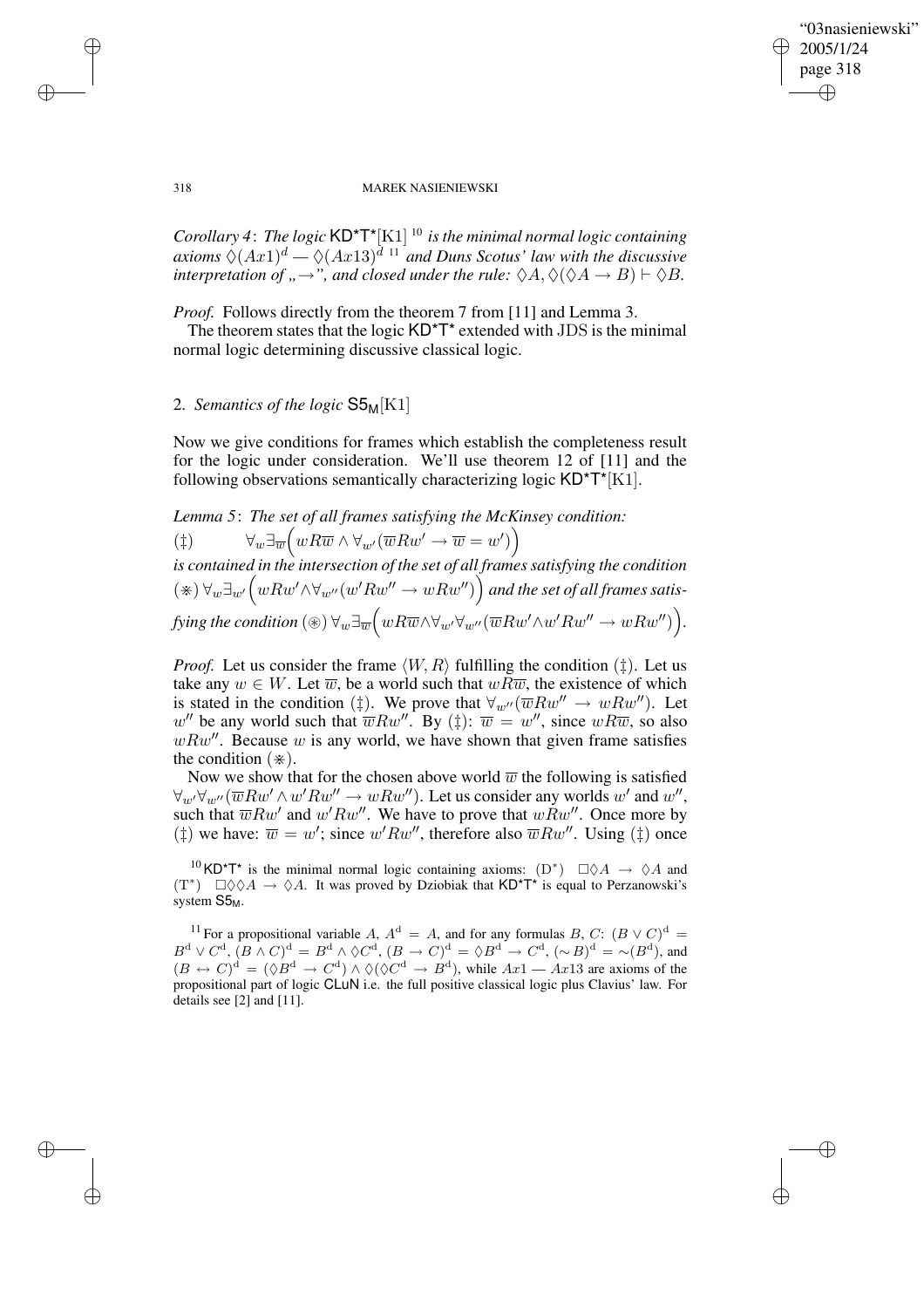*Corollary 4*: *The logic* $\mathsf{KD^{\star}T^{\star}}[\mathrm{K1}]$ [10] *is the minimal normal logic containing axioms* $\Diamond(Ax1)^d$ — $\Diamond(Ax13)^d$ [11] *and Duns Scotus' law with the discussive interpretation of „→", and closed under the rule:* $\Diamond A, \Diamond(\Diamond A \to B) \vdash \Diamond B$.

*Proof.* Follows directly from the theorem 7 from [11] and Lemma 3.

The theorem states that the logic $\mathsf{KD^{\star}T^{\star}}$ extended with JDS is the minimal normal logic determining discussive classical logic.

## 2. *Semantics of the logic* $\mathsf{S5_M}[\mathrm{K1}]$

Now we give conditions for frames which establish the completeness result for the logic under consideration. We'll use theorem 12 of [11] and the following observations semantically characterizing logic $\mathsf{KD^{\star}T^{\star}}[\mathrm{K1}]$.

*Lemma 5*: *The set of all frames satisfying the McKinsey condition:*

$$(\ddagger) \qquad \forall_w \exists_{\overline{w}} \Big( wR\overline{w} \wedge \forall_{w'} (\overline{w}Rw' \to \overline{w} = w') \Big)$$

*is contained in the intersection of the set of all frames satisfying the condition* $(\circledast)\ \forall_w \exists_{w'} \Big( wRw' \wedge \forall_{w''} (w'Rw'' \to wRw'') \Big)$ *and the set of all frames satisfying the condition* $(\circledcirc)\ \forall_w \exists_{\overline{w}} \Big( wR\overline{w} \wedge \forall_{w'} \forall_{w''} (\overline{w}Rw' \wedge w'Rw'' \to wRw'') \Big)$.

*Proof.* Let us consider the frame $\langle W, R \rangle$ fulfilling the condition $(\ddagger)$. Let us take any $w \in W$. Let $\overline{w}$, be a world such that $wR\overline{w}$, the existence of which is stated in the condition $(\ddagger)$. We prove that $\forall_{w''} (\overline{w}Rw'' \to wRw'')$. Let $w''$ be any world such that $\overline{w}Rw''$. By $(\ddagger)$: $\overline{w} = w''$, since $wR\overline{w}$, so also $wRw''$. Because $w$ is any world, we have shown that given frame satisfies the condition $(\circledast)$.

Now we show that for the chosen above world $\overline{w}$ the following is satisfied $\forall_{w'} \forall_{w''} (\overline{w}Rw' \wedge w'Rw'' \to wRw'')$. Let us consider any worlds $w'$ and $w''$, such that $\overline{w}Rw'$ and $w'Rw''$. We have to prove that $wRw''$. Once more by $(\ddagger)$ we have: $\overline{w} = w'$; since $w'Rw''$, therefore also $\overline{w}Rw''$. Using $(\ddagger)$ once

[10] $\mathsf{KD^{\star}T^{\star}}$ is the minimal normal logic containing axioms: $(\mathrm{D}^{*})$ $\Box\Diamond A \to \Diamond A$ and $(\mathrm{T}^{*})$ $\Box\Diamond\Diamond A \to \Diamond A$. It was proved by Dziobiak that $\mathsf{KD^{\star}T^{\star}}$ is equal to Perzanowski's system $\mathsf{S5_M}$.

[11] For a propositional variable $A$, $A^{\mathrm{d}} = A$, and for any formulas $B$, $C$: $(B \vee C)^{\mathrm{d}} = B^{\mathrm{d}} \vee C^{\mathrm{d}}$, $(B \wedge C)^{\mathrm{d}} = B^{\mathrm{d}} \wedge \Diamond C^{\mathrm{d}}$, $(B \to C)^{\mathrm{d}} = \Diamond B^{\mathrm{d}} \to C^{\mathrm{d}}$, $(\sim B)^{\mathrm{d}} = \sim(B^{\mathrm{d}})$, and $(B \leftrightarrow C)^{\mathrm{d}} = (\Diamond B^{\mathrm{d}} \to C^{\mathrm{d}}) \wedge \Diamond(\Diamond C^{\mathrm{d}} \to B^{\mathrm{d}})$, while $Ax1$ — $Ax13$ are axioms of the propositional part of logic $\mathsf{CLuN}$ i.e. the full positive classical logic plus Clavius' law. For details see [2] and [11].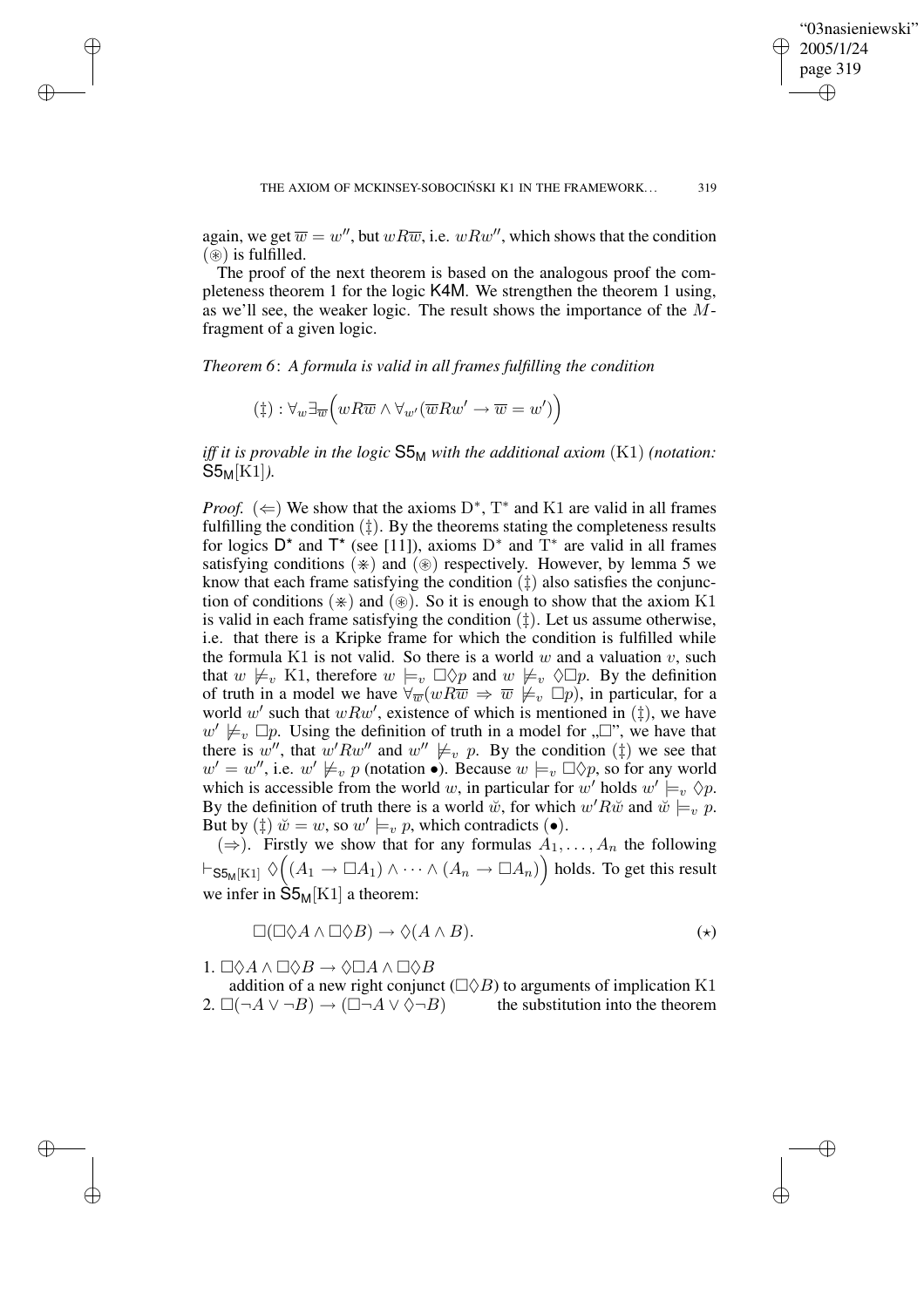again, we get $\overline{w} = w''$, but $wR\overline{w}$, i.e. $wRw''$, which shows that the condition ($\circledast$) is fulfilled.

The proof of the next theorem is based on the analogous proof the completeness theorem 1 for the logic K4M. We strengthen the theorem 1 using, as we'll see, the weaker logic. The result shows the importance of the $M$-fragment of a given logic.

*Theorem 6*: *A formula is valid in all frames fulfilling the condition*

$$(\ddagger) : \forall_w \exists_{\overline{w}} \Big( wR\overline{w} \wedge \forall_{w'} (\overline{w}Rw' \rightarrow \overline{w} = w') \Big)$$

*iff it is provable in the logic* $\mathsf{S5_M}$ *with the additional axiom* (K1) *(notation:* $\mathsf{S5_M}[\mathrm{K1}]$*).*

*Proof.* ($\Leftarrow$) We show that the axioms $\mathrm{D}^*$, $\mathrm{T}^*$ and K1 are valid in all frames fulfilling the condition ($\ddagger$). By the theorems stating the completeness results for logics $\mathsf{D}^\star$ and $\mathsf{T}^\star$ (see [11]), axioms $\mathrm{D}^*$ and $\mathrm{T}^*$ are valid in all frames satisfying conditions ($\circledast$) and ($\circledast$) respectively. However, by lemma 5 we know that each frame satisfying the condition ($\ddagger$) also satisfies the conjunction of conditions ($\circledast$) and ($\circledast$). So it is enough to show that the axiom K1 is valid in each frame satisfying the condition ($\ddagger$). Let us assume otherwise, i.e. that there is a Kripke frame for which the condition is fulfilled while the formula K1 is not valid. So there is a world $w$ and a valuation $v$, such that $w \not\models_v$ K1, therefore $w \models_v \Box\Diamond p$ and $w \not\models_v \Diamond\Box p$. By the definition of truth in a model we have $\forall_{\overline{w}} (wR\overline{w} \Rightarrow \overline{w} \not\models_v \Box p)$, in particular, for a world $w'$ such that $wRw'$, existence of which is mentioned in ($\ddagger$), we have $w' \not\models_v \Box p$. Using the definition of truth in a model for „$\Box$", we have that there is $w''$, that $w'Rw''$ and $w'' \not\models_v p$. By the condition ($\ddagger$) we see that $w' = w''$, i.e. $w' \not\models_v p$ (notation $\bullet$). Because $w \models_v \Box\Diamond p$, so for any world which is accessible from the world $w$, in particular for $w'$ holds $w' \models_v \Diamond p$. By the definition of truth there is a world $\breve{w}$, for which $w'R\breve{w}$ and $\breve{w} \models_v p$. But by ($\ddagger$) $\breve{w} = w$, so $w' \models_v p$, which contradicts ($\bullet$).

($\Rightarrow$). Firstly we show that for any formulas $A_1, \ldots, A_n$ the following $\vdash_{\mathsf{S5_M}[\mathrm{K1}]} \Diamond\Big((A_1 \rightarrow \Box A_1) \wedge \cdots \wedge (A_n \rightarrow \Box A_n)\Big)$ holds. To get this result we infer in $\mathsf{S5_M}[\mathrm{K1}]$ a theorem:

$$\Box(\Box\Diamond A \wedge \Box\Diamond B) \rightarrow \Diamond(A \wedge B). \tag{$\star$}$$

1. $\Box\Diamond A \wedge \Box\Diamond B \rightarrow \Diamond\Box A \wedge \Box\Diamond B$
   addition of a new right conjunct ($\Box\Diamond B$) to arguments of implication K1
2. $\Box(\neg A \vee \neg B) \rightarrow (\Box\neg A \vee \Diamond\neg B)$ the substitution into the theorem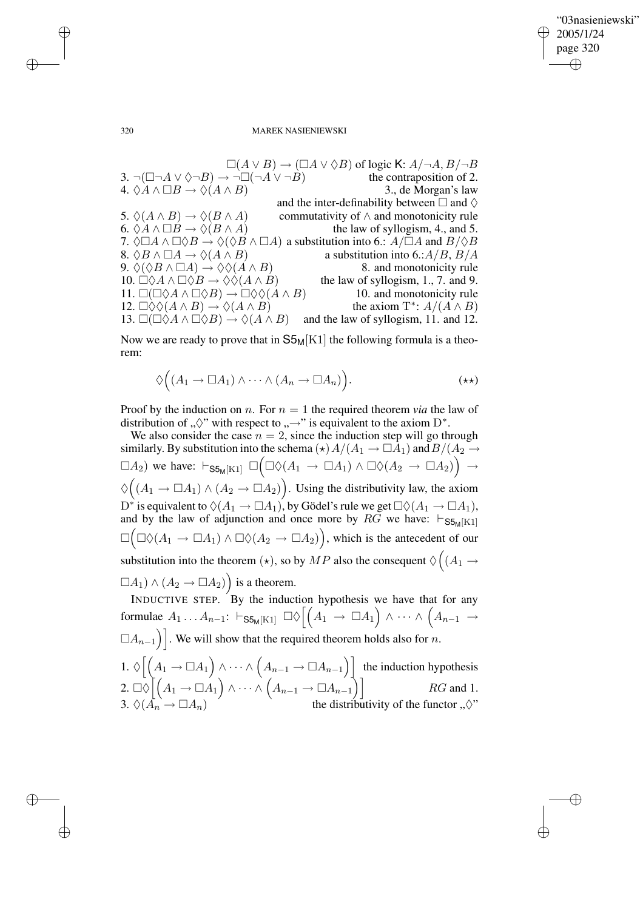$\Box(A \vee B) \to (\Box A \vee \Diamond B)$ of logic K: $A/\neg A, B/\neg B$

3. $\neg(\Box\neg A \vee \Diamond\neg B) \to \neg\Box(\neg A \vee \neg B)$ — the contraposition of 2.
4. $\Diamond A \wedge \Box B \to \Diamond(A \wedge B)$ — 3., de Morgan's law and the inter-definability between $\Box$ and $\Diamond$
5. $\Diamond(A \wedge B) \to \Diamond(B \wedge A)$ — commutativity of $\wedge$ and monotonicity rule
6. $\Diamond A \wedge \Box B \to \Diamond(B \wedge A)$ — the law of syllogism, 4., and 5.
7. $\Diamond\Box A \wedge \Box\Diamond B \to \Diamond(\Diamond B \wedge \Box A)$ — a substitution into 6.: $A/\Box A$ and $B/\Diamond B$
8. $\Diamond B \wedge \Box A \to \Diamond(A \wedge B)$ — a substitution into 6.: $A/B$, $B/A$
9. $\Diamond(\Diamond B \wedge \Box A) \to \Diamond\Diamond(A \wedge B)$ — 8. and monotonicity rule
10. $\Box\Diamond A \wedge \Box\Diamond B \to \Diamond\Diamond(A \wedge B)$ — the law of syllogism, 1., 7. and 9.
11. $\Box(\Box\Diamond A \wedge \Box\Diamond B) \to \Box\Diamond\Diamond(A \wedge B)$ — 10. and monotonicity rule
12. $\Box\Diamond\Diamond(A \wedge B) \to \Diamond(A \wedge B)$ — the axiom $\mathrm{T}^*$: $A/(A \wedge B)$
13. $\Box(\Box\Diamond A \wedge \Box\Diamond B) \to \Diamond(A \wedge B)$ — and the law of syllogism, 11. and 12.

Now we are ready to prove that in $\mathsf{S5_M}[\mathrm{K1}]$ the following formula is a theorem:

$$\Diamond\Big((A_1 \to \Box A_1) \wedge \cdots \wedge (A_n \to \Box A_n)\Big). \qquad (\star\star)$$

Proof by the induction on $n$. For $n = 1$ the required theorem *via* the law of distribution of „$\Diamond$" with respect to „$\to$" is equivalent to the axiom $\mathrm{D}^*$.

We also consider the case $n = 2$, since the induction step will go through similarly. By substitution into the schema $(\star)$ $A/(A_1 \to \Box A_1)$ and $B/(A_2 \to \Box A_2)$ we have: $\vdash_{\mathsf{S5_M}[\mathrm{K1}]} \Box\Big(\Box\Diamond(A_1 \to \Box A_1) \wedge \Box\Diamond(A_2 \to \Box A_2)\Big) \to \Diamond\Big((A_1 \to \Box A_1) \wedge (A_2 \to \Box A_2)\Big)$. Using the distributivity law, the axiom $\mathrm{D}^*$ is equivalent to $\Diamond(A_1 \to \Box A_1)$, by Gödel's rule we get $\Box\Diamond(A_1 \to \Box A_1)$, and by the law of adjunction and once more by $RG$ we have: $\vdash_{\mathsf{S5_M}[\mathrm{K1}]} \Box\Big(\Box\Diamond(A_1 \to \Box A_1) \wedge \Box\Diamond(A_2 \to \Box A_2)\Big)$, which is the antecedent of our substitution into the theorem $(\star)$, so by $MP$ also the consequent $\Diamond\Big((A_1 \to \Box A_1) \wedge (A_2 \to \Box A_2)\Big)$ is a theorem.

INDUCTIVE STEP. By the induction hypothesis we have that for any formulae $A_1 \ldots A_{n-1}$: $\vdash_{\mathsf{S5_M}[\mathrm{K1}]} \Box\Diamond\Big[\Big(A_1 \to \Box A_1\Big) \wedge \cdots \wedge \Big(A_{n-1} \to \Box A_{n-1}\Big)\Big]$. We will show that the required theorem holds also for $n$.

1. $\Diamond\Big[\Big(A_1 \to \Box A_1\Big) \wedge \cdots \wedge \Big(A_{n-1} \to \Box A_{n-1}\Big)\Big]$ — the induction hypothesis
2. $\Box\Diamond\Big[\Big(A_1 \to \Box A_1\Big) \wedge \cdots \wedge \Big(A_{n-1} \to \Box A_{n-1}\Big)\Big]$ — $RG$ and 1.
3. $\Diamond(A_n \to \Box A_n)$ — the distributivity of the functor „$\Diamond$"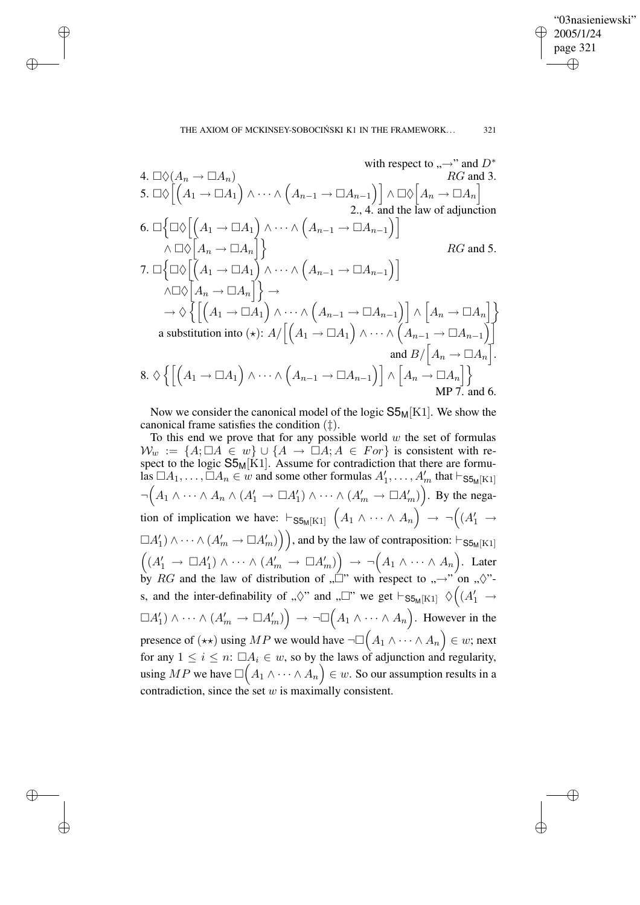with respect to „→" and $D^*$

4. $\Box\Diamond(A_n \to \Box A_n)$ $\qquad$ *RG* and 3.

5. $\Box\Diamond\Big[\Big(A_1 \to \Box A_1\Big) \wedge \cdots \wedge \Big(A_{n-1} \to \Box A_{n-1}\Big)\Big] \wedge \Box\Diamond\Big[A_n \to \Box A_n\Big]$

2., 4. and the law of adjunction

6. $\Box\Big\{\Box\Diamond\Big[\Big(A_1 \to \Box A_1\Big) \wedge \cdots \wedge \Big(A_{n-1} \to \Box A_{n-1}\Big)\Big] \wedge \Box\Diamond\Big[A_n \to \Box A_n\Big]\Big\}$ $\qquad$ *RG* and 5.

7. $\Box\Big\{\Box\Diamond\Big[\Big(A_1 \to \Box A_1\Big) \wedge \cdots \wedge \Big(A_{n-1} \to \Box A_{n-1}\Big)\Big] \wedge \Box\Diamond\Big[A_n \to \Box A_n\Big]\Big\} \to$
$\to \Diamond\Big\{\Big[\Big(A_1 \to \Box A_1\Big) \wedge \cdots \wedge \Big(A_{n-1} \to \Box A_{n-1}\Big)\Big] \wedge \Big[A_n \to \Box A_n\Big]\Big\}$

a substitution into $(\star)$: $A/\Big[\Big(A_1 \to \Box A_1\Big) \wedge \cdots \wedge \Big(A_{n-1} \to \Box A_{n-1}\Big)\Big]$ and $B/\Big[A_n \to \Box A_n\Big]$.

8. $\Diamond\Big\{\Big[\Big(A_1 \to \Box A_1\Big) \wedge \cdots \wedge \Big(A_{n-1} \to \Box A_{n-1}\Big)\Big] \wedge \Big[A_n \to \Box A_n\Big]\Big\}$

MP 7. and 6.

Now we consider the canonical model of the logic $\mathsf{S5_M}[\mathrm{K1}]$. We show the canonical frame satisfies the condition (‡).

To this end we prove that for any possible world $w$ the set of formulas $\mathcal{W}_w := \{A; \Box A \in w\} \cup \{A \to \Box A; A \in For\}$ is consistent with respect to the logic $\mathsf{S5_M}[\mathrm{K1}]$. Assume for contradiction that there are formulas $\Box A_1, \ldots, \Box A_n \in w$ and some other formulas $A'_1, \ldots, A'_m$ that $\vdash_{\mathsf{S5_M}[\mathrm{K1}]} \neg\Big(A_1 \wedge \cdots \wedge A_n \wedge (A'_1 \to \Box A'_1) \wedge \cdots \wedge (A'_m \to \Box A'_m)\Big)$. By the negation of implication we have: $\vdash_{\mathsf{S5_M}[\mathrm{K1}]} \Big(A_1 \wedge \cdots \wedge A_n\Big) \to \neg\Big((A'_1 \to \Box A'_1) \wedge \cdots \wedge (A'_m \to \Box A'_m)\Big)\Big)$, and by the law of contraposition: $\vdash_{\mathsf{S5_M}[\mathrm{K1}]} \Big((A'_1 \to \Box A'_1) \wedge \cdots \wedge (A'_m \to \Box A'_m)\Big) \to \neg\Big(A_1 \wedge \cdots \wedge A_n\Big)$. Later by $RG$ and the law of distribution of „$\Box$" with respect to „→" on „$\Diamond$"-s, and the inter-definability of „$\Diamond$" and „$\Box$" we get $\vdash_{\mathsf{S5_M}[\mathrm{K1}]} \Diamond\Big((A'_1 \to \Box A'_1) \wedge \cdots \wedge (A'_m \to \Box A'_m)\Big) \to \neg\Box\Big(A_1 \wedge \cdots \wedge A_n\Big)$. However in the presence of $(\star\star)$ using $MP$ we would have $\neg\Box\Big(A_1 \wedge \cdots \wedge A_n\Big) \in w$; next for any $1 \leq i \leq n$: $\Box A_i \in w$, so by the laws of adjunction and regularity, using $MP$ we have $\Box\Big(A_1 \wedge \cdots \wedge A_n\Big) \in w$. So our assumption results in a contradiction, since the set $w$ is maximally consistent.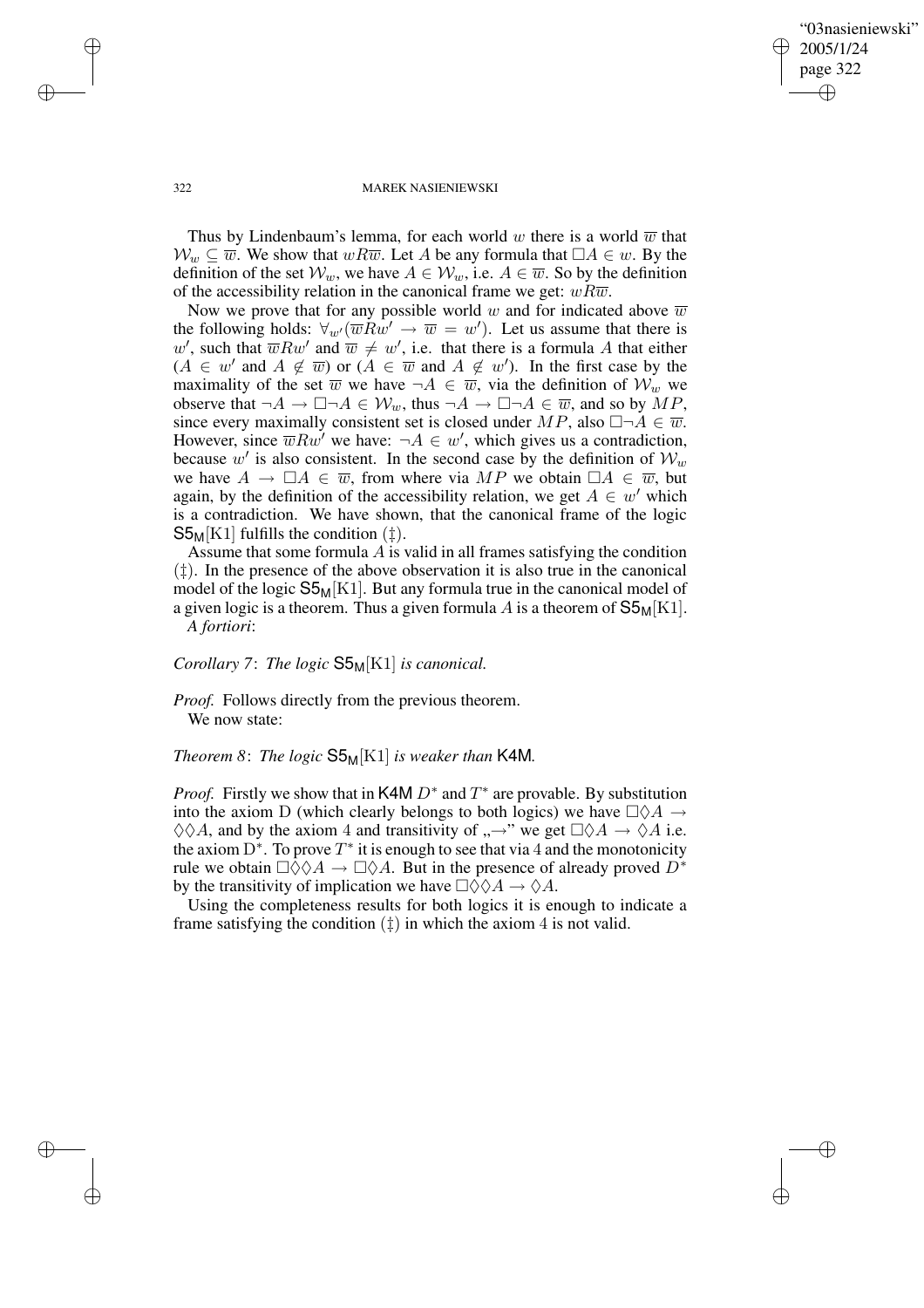Thus by Lindenbaum's lemma, for each world $w$ there is a world $\overline{w}$ that $\mathcal{W}_w \subseteq \overline{w}$. We show that $wR\overline{w}$. Let $A$ be any formula that $\Box A \in w$. By the definition of the set $\mathcal{W}_w$, we have $A \in \mathcal{W}_w$, i.e. $A \in \overline{w}$. So by the definition of the accessibility relation in the canonical frame we get: $wR\overline{w}$.

Now we prove that for any possible world $w$ and for indicated above $\overline{w}$ the following holds: $\forall_{w'}(\overline{w}Rw' \rightarrow \overline{w} = w')$. Let us assume that there is $w'$, such that $\overline{w}Rw'$ and $\overline{w} \neq w'$, i.e. that there is a formula $A$ that either ($A \in w'$ and $A \notin \overline{w}$) or ($A \in \overline{w}$ and $A \notin w'$). In the first case by the maximality of the set $\overline{w}$ we have $\neg A \in \overline{w}$, via the definition of $\mathcal{W}_w$ we observe that $\neg A \rightarrow \Box\neg A \in \mathcal{W}_w$, thus $\neg A \rightarrow \Box\neg A \in \overline{w}$, and so by $MP$, since every maximally consistent set is closed under $MP$, also $\Box\neg A \in \overline{w}$. However, since $\overline{w}Rw'$ we have: $\neg A \in w'$, which gives us a contradiction, because $w'$ is also consistent. In the second case by the definition of $\mathcal{W}_w$ we have $A \rightarrow \Box A \in \overline{w}$, from where via $MP$ we obtain $\Box A \in \overline{w}$, but again, by the definition of the accessibility relation, we get $A \in w'$ which is a contradiction. We have shown, that the canonical frame of the logic $\mathsf{S5}_\mathsf{M}[\mathrm{K1}]$ fulfills the condition ($\ddagger$).

Assume that some formula $A$ is valid in all frames satisfying the condition ($\ddagger$). In the presence of the above observation it is also true in the canonical model of the logic $\mathsf{S5}_\mathsf{M}[\mathrm{K1}]$. But any formula true in the canonical model of a given logic is a theorem. Thus a given formula $A$ is a theorem of $\mathsf{S5}_\mathsf{M}[\mathrm{K1}]$. *A fortiori*:

*Corollary 7*: *The logic* $\mathsf{S5}_\mathsf{M}[\mathrm{K1}]$ *is canonical.*

*Proof.* Follows directly from the previous theorem.

We now state:

*Theorem 8*: *The logic* $\mathsf{S5}_\mathsf{M}[\mathrm{K1}]$ *is weaker than* $\mathsf{K4M}$*.*

*Proof.* Firstly we show that in $\mathsf{K4M}$ $D^*$ and $T^*$ are provable. By substitution into the axiom D (which clearly belongs to both logics) we have $\Box\Diamond A \rightarrow \Diamond\Diamond A$, and by the axiom $4$ and transitivity of „$\rightarrow$" we get $\Box\Diamond A \rightarrow \Diamond A$ i.e. the axiom $\mathrm{D}^*$. To prove $T^*$ it is enough to see that via $4$ and the monotonicity rule we obtain $\Box\Diamond\Diamond A \rightarrow \Box\Diamond A$. But in the presence of already proved $D^*$ by the transitivity of implication we have $\Box\Diamond\Diamond A \rightarrow \Diamond A$.

Using the completeness results for both logics it is enough to indicate a frame satisfying the condition ($\ddagger$) in which the axiom $4$ is not valid.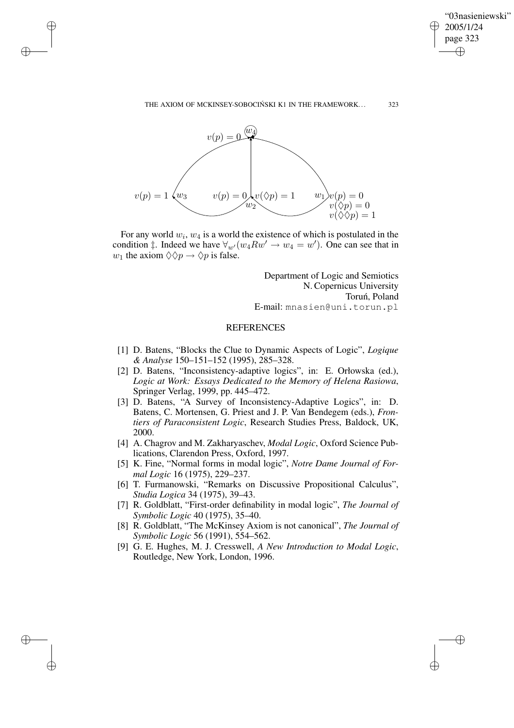For any world $w_i$, $w_4$ is a world the existence of which is postulated in the condition ‡. Indeed we have $\forall_{w'}(w_4Rw' \rightarrow w_4 = w')$. One can see that in $w_1$ the axiom $\Diamond\Diamond p \rightarrow \Diamond p$ is false.

Department of Logic and Semiotics
N. Copernicus University
Toruń, Poland
E-mail: mnasien@uni.torun.pl

## REFERENCES

[1] D. Batens, "Blocks the Clue to Dynamic Aspects of Logic", *Logique & Analyse* 150–151–152 (1995), 285–328.

[2] D. Batens, "Inconsistency-adaptive logics", in: E. Orłowska (ed.), *Logic at Work: Essays Dedicated to the Memory of Helena Rasiowa*, Springer Verlag, 1999, pp. 445–472.

[3] D. Batens, "A Survey of Inconsistency-Adaptive Logics", in: D. Batens, C. Mortensen, G. Priest and J. P. Van Bendegem (eds.), *Frontiers of Paraconsistent Logic*, Research Studies Press, Baldock, UK, 2000.

[4] A. Chagrov and M. Zakharyaschev, *Modal Logic*, Oxford Science Publications, Clarendon Press, Oxford, 1997.

[5] K. Fine, "Normal forms in modal logic", *Notre Dame Journal of Formal Logic* 16 (1975), 229–237.

[6] T. Furmanowski, "Remarks on Discussive Propositional Calculus", *Studia Logica* 34 (1975), 39–43.

[7] R. Goldblatt, "First-order definability in modal logic", *The Journal of Symbolic Logic* 40 (1975), 35–40.

[8] R. Goldblatt, "The McKinsey Axiom is not canonical", *The Journal of Symbolic Logic* 56 (1991), 554–562.

[9] G. E. Hughes, M. J. Cresswell, *A New Introduction to Modal Logic*, Routledge, New York, London, 1996.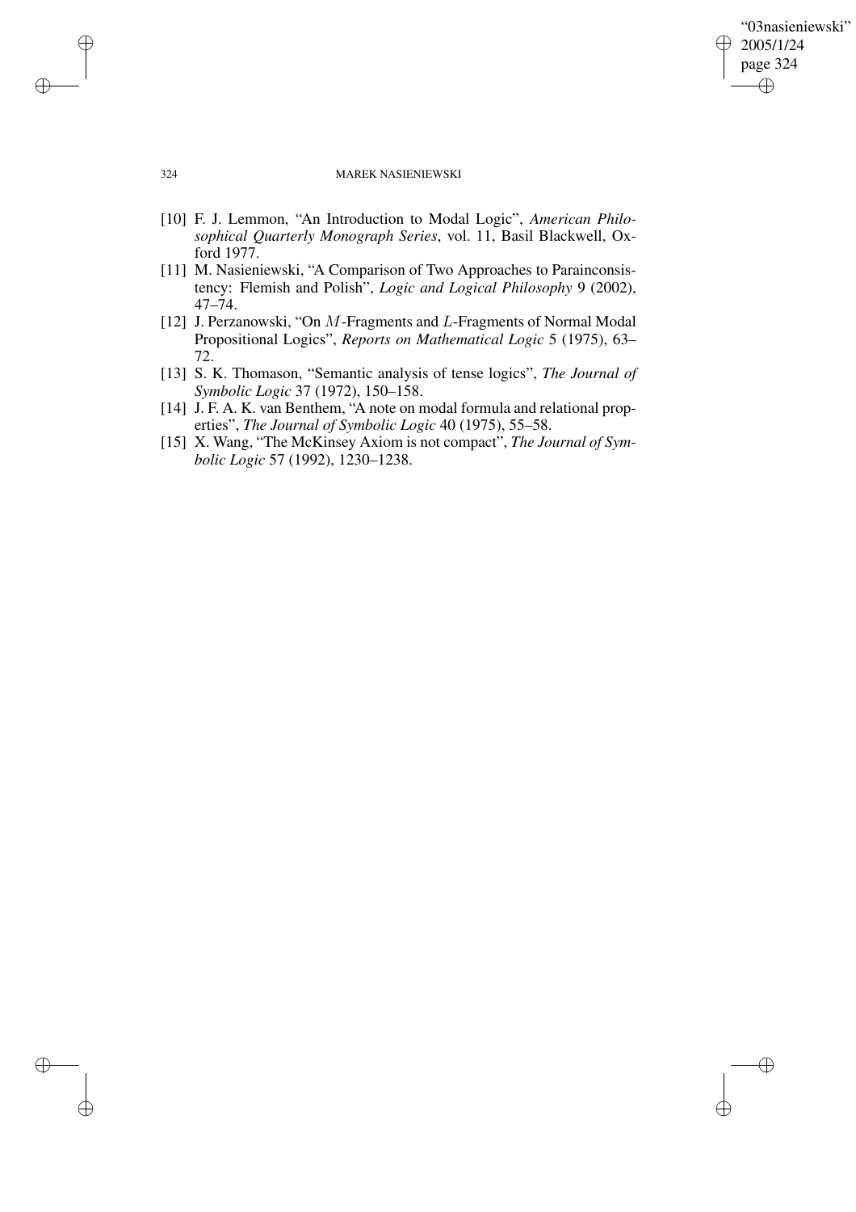[10] F. J. Lemmon, "An Introduction to Modal Logic", *American Philosophical Quarterly Monograph Series*, vol. 11, Basil Blackwell, Oxford 1977.

[11] M. Nasieniewski, "A Comparison of Two Approaches to Parainconsistency: Flemish and Polish", *Logic and Logical Philosophy* 9 (2002), 47–74.

[12] J. Perzanowski, "On $M$-Fragments and $L$-Fragments of Normal Modal Propositional Logics", *Reports on Mathematical Logic* 5 (1975), 63–72.

[13] S. K. Thomason, "Semantic analysis of tense logics", *The Journal of Symbolic Logic* 37 (1972), 150–158.

[14] J. F. A. K. van Benthem, "A note on modal formula and relational properties", *The Journal of Symbolic Logic* 40 (1975), 55–58.

[15] X. Wang, "The McKinsey Axiom is not compact", *The Journal of Symbolic Logic* 57 (1992), 1230–1238.